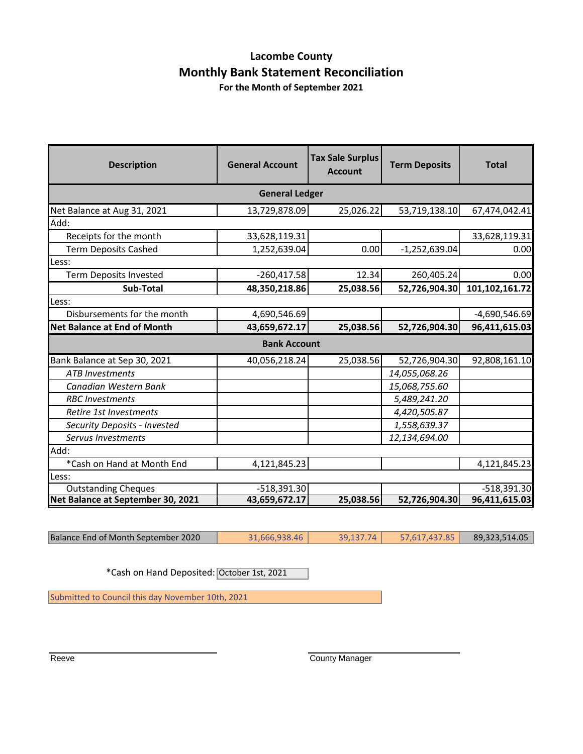# Lacombe County

## Monthly Bank Statement Reconciliation

### For the Month of September 2021

| Description | General Account | Tax Sale Surplus Account | Term Deposits | Total |
|---|---|---|---|---|
| **General Ledger** | | | | |
| Net Balance at Aug 31, 2021 | 13,729,878.09 | 25,026.22 | 53,719,138.10 | 67,474,042.41 |
| Add: | | | | |
| Receipts for the month | 33,628,119.31 | | | 33,628,119.31 |
| Term Deposits Cashed | 1,252,639.04 | 0.00 | -1,252,639.04 | 0.00 |
| Less: | | | | |
| Term Deposits Invested | -260,417.58 | 12.34 | 260,405.24 | 0.00 |
| **Sub-Total** | **48,350,218.86** | **25,038.56** | **52,726,904.30** | **101,102,161.72** |
| Less: | | | | |
| Disbursements for the month | 4,690,546.69 | | | -4,690,546.69 |
| **Net Balance at End of Month** | **43,659,672.17** | **25,038.56** | **52,726,904.30** | **96,411,615.03** |
| **Bank Account** | | | | |
| Bank Balance at Sep 30, 2021 | 40,056,218.24 | 25,038.56 | 52,726,904.30 | 92,808,161.10 |
| *ATB Investments* | | | *14,055,068.26* | |
| *Canadian Western Bank* | | | *15,068,755.60* | |
| *RBC Investments* | | | *5,489,241.20* | |
| *Retire 1st Investments* | | | *4,420,505.87* | |
| *Security Deposits - Invested* | | | *1,558,639.37* | |
| *Servus Investments* | | | *12,134,694.00* | |
| Add: | | | | |
| *Cash on Hand at Month End | 4,121,845.23 | | | 4,121,845.23 |
| Less: | | | | |
| Outstanding Cheques | -518,391.30 | | | -518,391.30 |
| **Net Balance at September 30, 2021** | **43,659,672.17** | **25,038.56** | **52,726,904.30** | **96,411,615.03** |

| Balance End of Month September 2020 | 31,666,938.46 | 39,137.74 | 57,617,437.85 | 89,323,514.05 |
|---|---|---|---|---|

*Cash on Hand Deposited: October 1st, 2021

Submitted to Council this day November 10th, 2021

Reeve

County Manager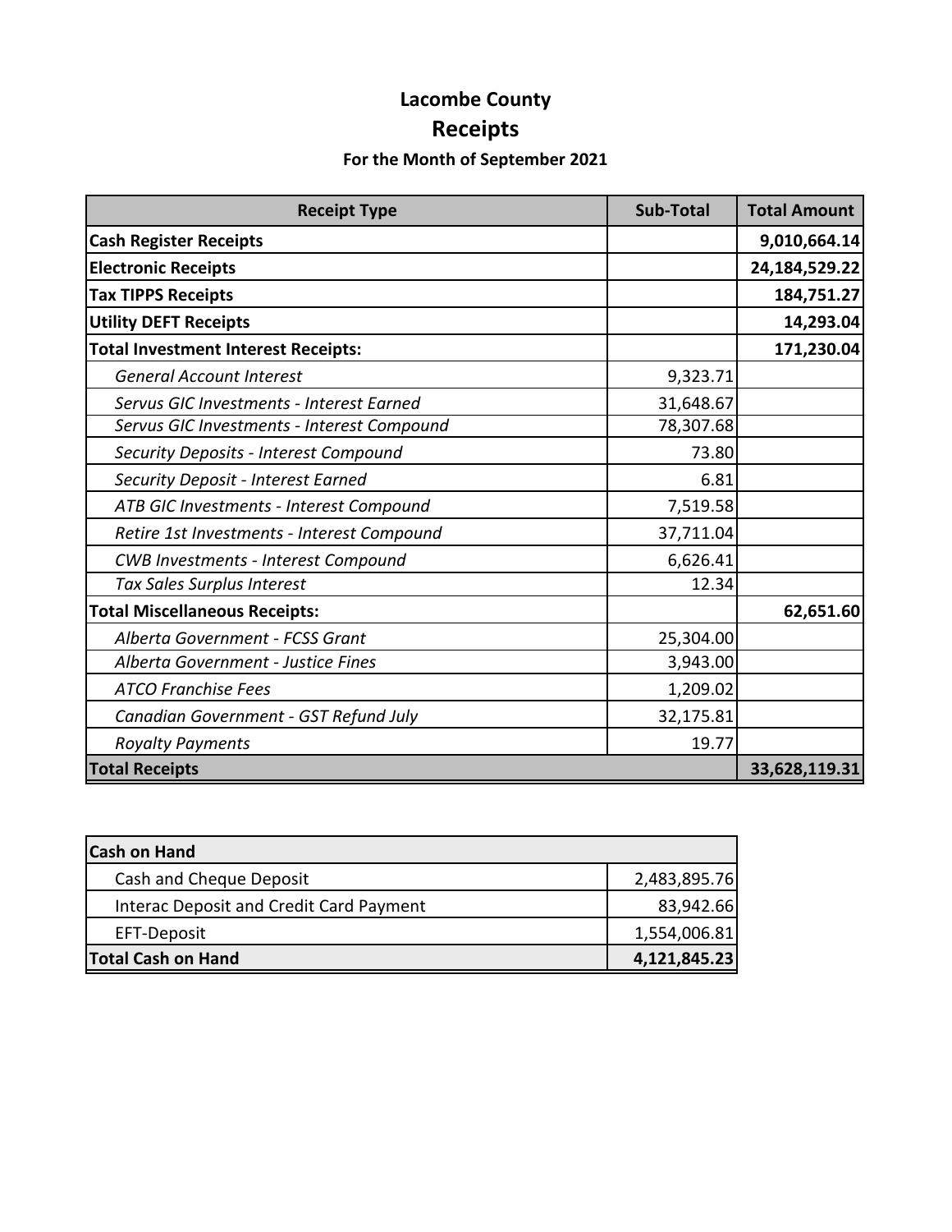# Lacombe County

## Receipts

### For the Month of September 2021

| Receipt Type | Sub-Total | Total Amount |
|---|---|---|
| **Cash Register Receipts** | | **9,010,664.14** |
| **Electronic Receipts** | | **24,184,529.22** |
| **Tax TIPPS Receipts** | | **184,751.27** |
| **Utility DEFT Receipts** | | **14,293.04** |
| **Total Investment Interest Receipts:** | | **171,230.04** |
| *General Account Interest* | 9,323.71 | |
| *Servus GIC Investments - Interest Earned* | 31,648.67 | |
| *Servus GIC Investments - Interest Compound* | 78,307.68 | |
| *Security Deposits - Interest Compound* | 73.80 | |
| *Security Deposit - Interest Earned* | 6.81 | |
| *ATB GIC Investments - Interest Compound* | 7,519.58 | |
| *Retire 1st Investments - Interest Compound* | 37,711.04 | |
| *CWB Investments - Interest Compound* | 6,626.41 | |
| *Tax Sales Surplus Interest* | 12.34 | |
| **Total Miscellaneous Receipts:** | | **62,651.60** |
| *Alberta Government - FCSS Grant* | 25,304.00 | |
| *Alberta Government - Justice Fines* | 3,943.00 | |
| *ATCO Franchise Fees* | 1,209.02 | |
| *Canadian Government - GST Refund July* | 32,175.81 | |
| *Royalty Payments* | 19.77 | |
| **Total Receipts** | | **33,628,119.31** |

| **Cash on Hand** | |
|---|---|
| Cash and Cheque Deposit | 2,483,895.76 |
| Interac Deposit and Credit Card Payment | 83,942.66 |
| EFT-Deposit | 1,554,006.81 |
| **Total Cash on Hand** | **4,121,845.23** |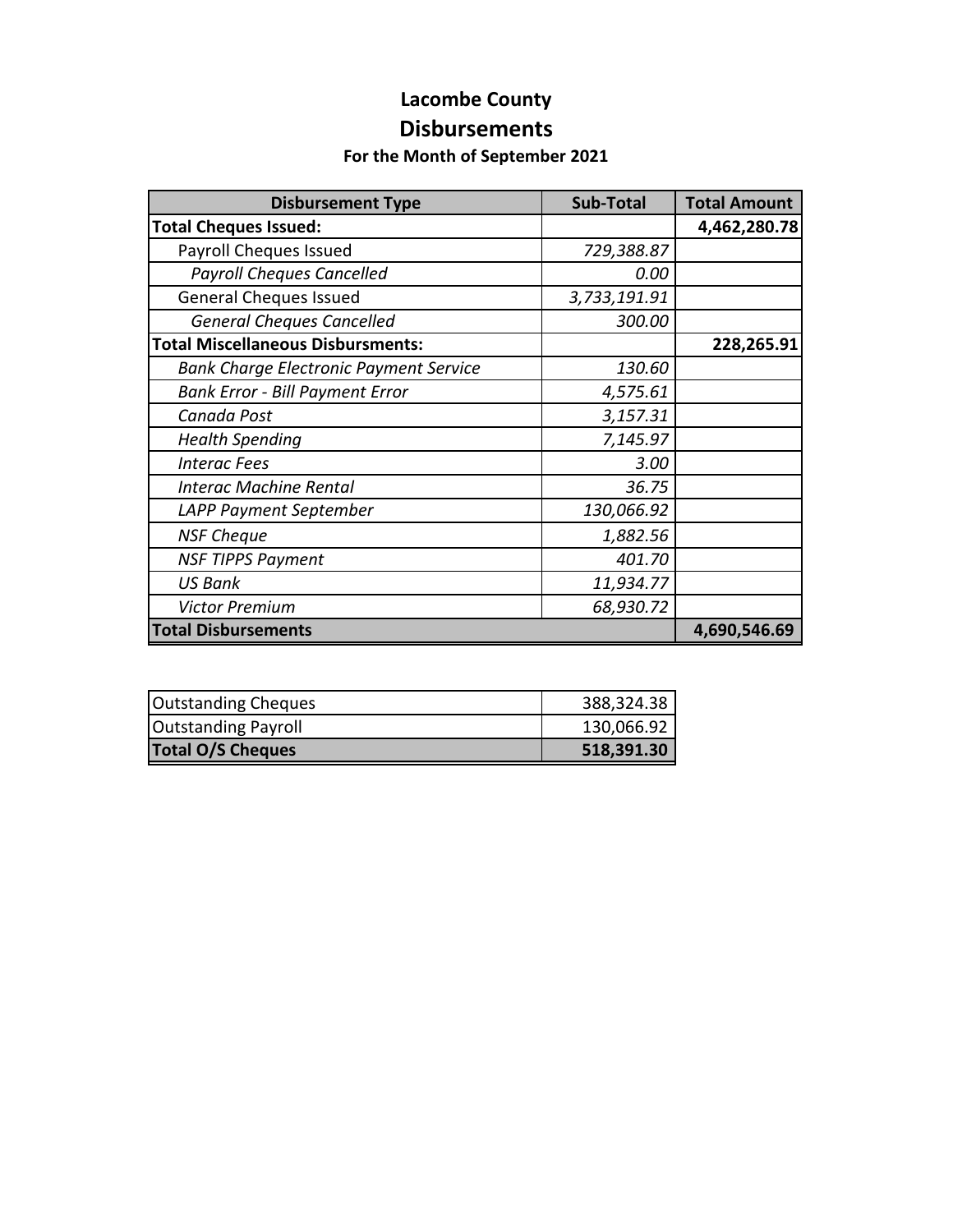# Lacombe County

## Disbursements

### For the Month of September 2021

| Disbursement Type | Sub-Total | Total Amount |
|---|---|---|
| **Total Cheques Issued:** | | **4,462,280.78** |
| Payroll Cheques Issued | *729,388.87* | |
| *Payroll Cheques Cancelled* | *0.00* | |
| General Cheques Issued | *3,733,191.91* | |
| *General Cheques Cancelled* | *300.00* | |
| **Total Miscellaneous Disbursments:** | | **228,265.91** |
| *Bank Charge Electronic Payment Service* | *130.60* | |
| *Bank Error - Bill Payment Error* | *4,575.61* | |
| *Canada Post* | *3,157.31* | |
| *Health Spending* | *7,145.97* | |
| *Interac Fees* | *3.00* | |
| *Interac Machine Rental* | *36.75* | |
| *LAPP Payment September* | *130,066.92* | |
| *NSF Cheque* | *1,882.56* | |
| *NSF TIPPS Payment* | *401.70* | |
| *US Bank* | *11,934.77* | |
| *Victor Premium* | *68,930.72* | |
| **Total Disbursements** | | **4,690,546.69** |

| | |
|---|---|
| Outstanding Cheques | 388,324.38 |
| Outstanding Payroll | 130,066.92 |
| **Total O/S Cheques** | **518,391.30** |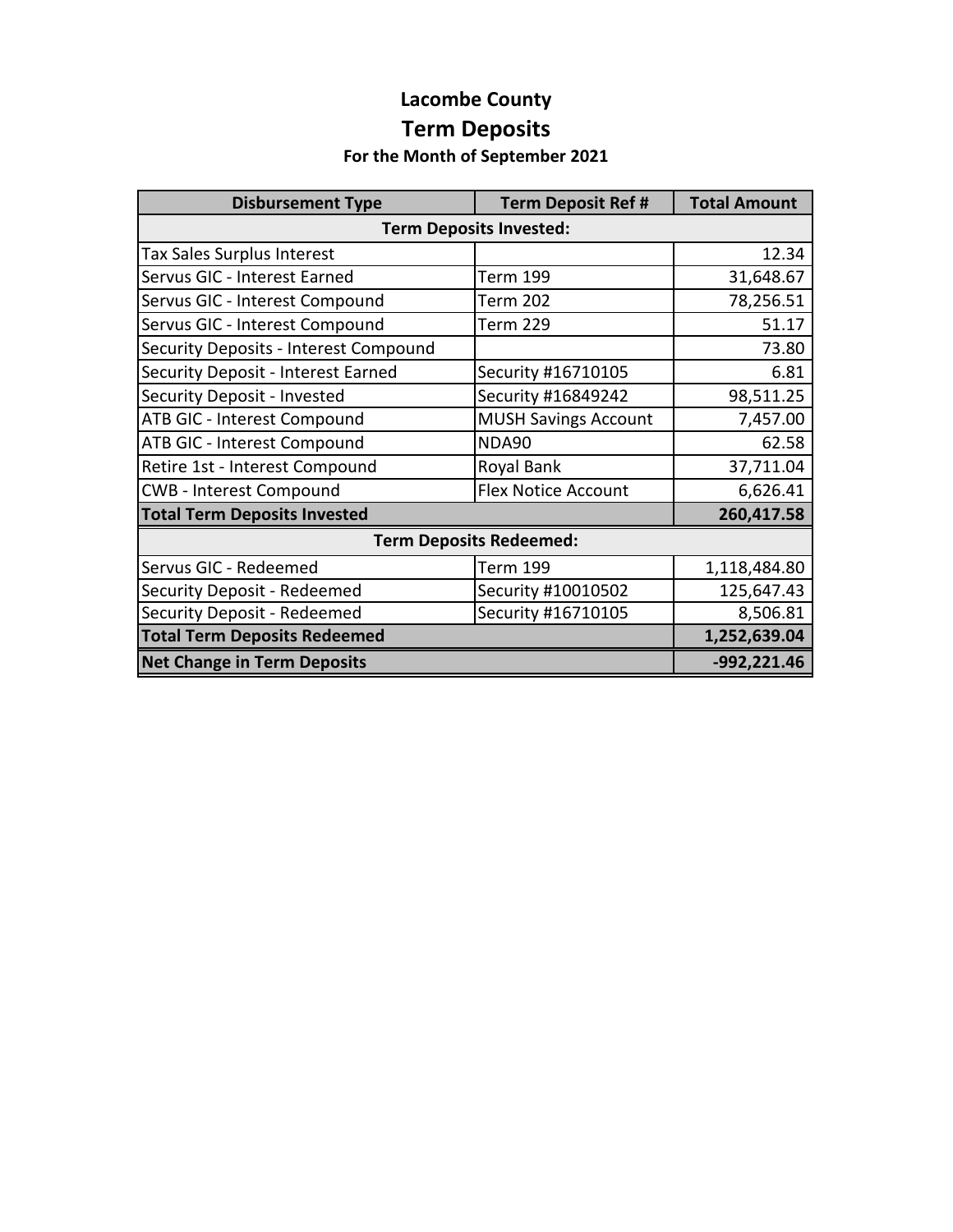# Lacombe County

## Term Deposits

### For the Month of September 2021

| Disbursement Type | Term Deposit Ref # | Total Amount |
|---|---|---|
| **Term Deposits Invested:** | | |
| Tax Sales Surplus Interest | | 12.34 |
| Servus GIC - Interest Earned | Term 199 | 31,648.67 |
| Servus GIC - Interest Compound | Term 202 | 78,256.51 |
| Servus GIC - Interest Compound | Term 229 | 51.17 |
| Security Deposits - Interest Compound | | 73.80 |
| Security Deposit - Interest Earned | Security #16710105 | 6.81 |
| Security Deposit - Invested | Security #16849242 | 98,511.25 |
| ATB GIC - Interest Compound | MUSH Savings Account | 7,457.00 |
| ATB GIC - Interest Compound | NDA90 | 62.58 |
| Retire 1st - Interest Compound | Royal Bank | 37,711.04 |
| CWB - Interest Compound | Flex Notice Account | 6,626.41 |
| **Total Term Deposits Invested** | | **260,417.58** |
| **Term Deposits Redeemed:** | | |
| Servus GIC - Redeemed | Term 199 | 1,118,484.80 |
| Security Deposit - Redeemed | Security #10010502 | 125,647.43 |
| Security Deposit - Redeemed | Security #16710105 | 8,506.81 |
| **Total Term Deposits Redeemed** | | **1,252,639.04** |
| **Net Change in Term Deposits** | | **-992,221.46** |